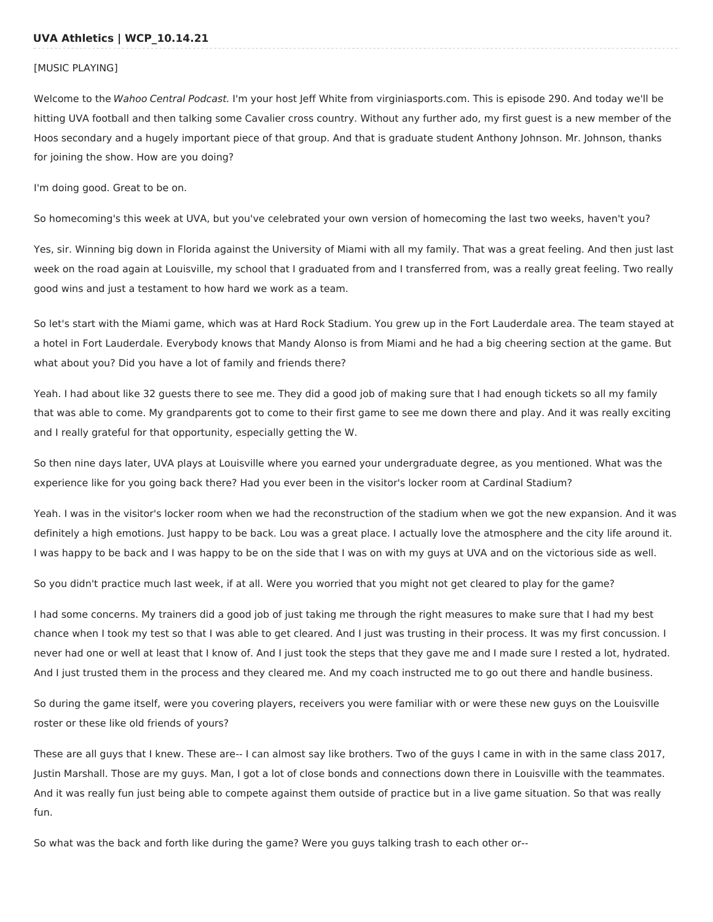**UVA Athletics | WCP_10.14.21**

[MUSIC PLAYING]

Welcome to the *Wahoo Central Podcast*. I'm your host Jeff White from virginiasports.com. This is episode 290. And today we'll be hitting UVA football and then talking some Cavalier cross country. Without any further ado, my first guest is a new member of the Hoos secondary and a hugely important piece of that group. And that is graduate student Anthony Johnson. Mr. Johnson, thanks for joining the show. How are you doing?

I'm doing good. Great to be on.

So homecoming's this week at UVA, but you've celebrated your own version of homecoming the last two weeks, haven't you?

Yes, sir. Winning big down in Florida against the University of Miami with all my family. That was a great feeling. And then just last week on the road again at Louisville, my school that I graduated from and I transferred from, was a really great feeling. Two really good wins and just a testament to how hard we work as a team.

So let's start with the Miami game, which was at Hard Rock Stadium. You grew up in the Fort Lauderdale area. The team stayed at a hotel in Fort Lauderdale. Everybody knows that Mandy Alonso is from Miami and he had a big cheering section at the game. But what about you? Did you have a lot of family and friends there?

Yeah. I had about like 32 guests there to see me. They did a good job of making sure that I had enough tickets so all my family that was able to come. My grandparents got to come to their first game to see me down there and play. And it was really exciting and I really grateful for that opportunity, especially getting the W.

So then nine days later, UVA plays at Louisville where you earned your undergraduate degree, as you mentioned. What was the experience like for you going back there? Had you ever been in the visitor's locker room at Cardinal Stadium?

Yeah. I was in the visitor's locker room when we had the reconstruction of the stadium when we got the new expansion. And it was definitely a high emotions. Just happy to be back. Lou was a great place. I actually love the atmosphere and the city life around it. I was happy to be back and I was happy to be on the side that I was on with my guys at UVA and on the victorious side as well.

So you didn't practice much last week, if at all. Were you worried that you might not get cleared to play for the game?

I had some concerns. My trainers did a good job of just taking me through the right measures to make sure that I had my best chance when I took my test so that I was able to get cleared. And I just was trusting in their process. It was my first concussion. I never had one or well at least that I know of. And I just took the steps that they gave me and I made sure I rested a lot, hydrated. And I just trusted them in the process and they cleared me. And my coach instructed me to go out there and handle business.

So during the game itself, were you covering players, receivers you were familiar with or were these new guys on the Louisville roster or these like old friends of yours?

These are all guys that I knew. These are-- I can almost say like brothers. Two of the guys I came in with in the same class 2017, Justin Marshall. Those are my guys. Man, I got a lot of close bonds and connections down there in Louisville with the teammates. And it was really fun just being able to compete against them outside of practice but in a live game situation. So that was really fun.

So what was the back and forth like during the game? Were you guys talking trash to each other or--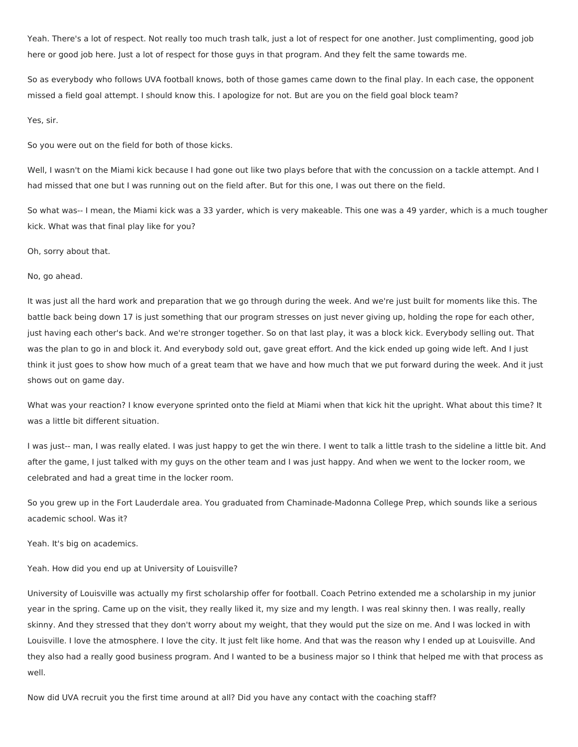Yeah. There's a lot of respect. Not really too much trash talk, just a lot of respect for one another. Just complimenting, good job here or good job here. Just a lot of respect for those guys in that program. And they felt the same towards me.

So as everybody who follows UVA football knows, both of those games came down to the final play. In each case, the opponent missed a field goal attempt. I should know this. I apologize for not. But are you on the field goal block team?

Yes, sir.

So you were out on the field for both of those kicks.

Well, I wasn't on the Miami kick because I had gone out like two plays before that with the concussion on a tackle attempt. And I had missed that one but I was running out on the field after. But for this one, I was out there on the field.

So what was-- I mean, the Miami kick was a 33 yarder, which is very makeable. This one was a 49 yarder, which is a much tougher kick. What was that final play like for you?

Oh, sorry about that.

No, go ahead.

It was just all the hard work and preparation that we go through during the week. And we're just built for moments like this. The battle back being down 17 is just something that our program stresses on just never giving up, holding the rope for each other, just having each other's back. And we're stronger together. So on that last play, it was a block kick. Everybody selling out. That was the plan to go in and block it. And everybody sold out, gave great effort. And the kick ended up going wide left. And I just think it just goes to show how much of a great team that we have and how much that we put forward during the week. And it just shows out on game day.

What was your reaction? I know everyone sprinted onto the field at Miami when that kick hit the upright. What about this time? It was a little bit different situation.

I was just-- man, I was really elated. I was just happy to get the win there. I went to talk a little trash to the sideline a little bit. And after the game, I just talked with my guys on the other team and I was just happy. And when we went to the locker room, we celebrated and had a great time in the locker room.

So you grew up in the Fort Lauderdale area. You graduated from Chaminade-Madonna College Prep, which sounds like a serious academic school. Was it?

Yeah. It's big on academics.

Yeah. How did you end up at University of Louisville?

University of Louisville was actually my first scholarship offer for football. Coach Petrino extended me a scholarship in my junior year in the spring. Came up on the visit, they really liked it, my size and my length. I was real skinny then. I was really, really skinny. And they stressed that they don't worry about my weight, that they would put the size on me. And I was locked in with Louisville. I love the atmosphere. I love the city. It just felt like home. And that was the reason why I ended up at Louisville. And they also had a really good business program. And I wanted to be a business major so I think that helped me with that process as well.

Now did UVA recruit you the first time around at all? Did you have any contact with the coaching staff?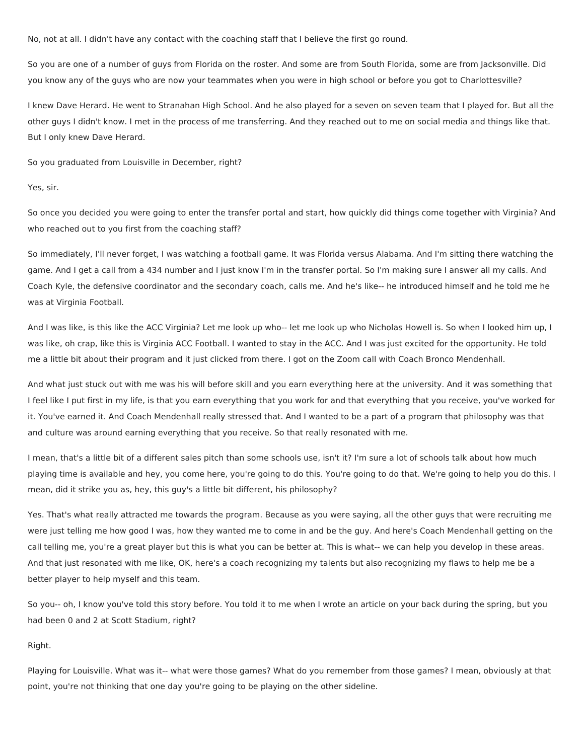No, not at all. I didn't have any contact with the coaching staff that I believe the first go round.

So you are one of a number of guys from Florida on the roster. And some are from South Florida, some are from Jacksonville. Did you know any of the guys who are now your teammates when you were in high school or before you got to Charlottesville?

I knew Dave Herard. He went to Stranahan High School. And he also played for a seven on seven team that I played for. But all the other guys I didn't know. I met in the process of me transferring. And they reached out to me on social media and things like that. But I only knew Dave Herard.

So you graduated from Louisville in December, right?

Yes, sir.

So once you decided you were going to enter the transfer portal and start, how quickly did things come together with Virginia? And who reached out to you first from the coaching staff?

So immediately, I'll never forget, I was watching a football game. It was Florida versus Alabama. And I'm sitting there watching the game. And I get a call from a 434 number and I just know I'm in the transfer portal. So I'm making sure I answer all my calls. And Coach Kyle, the defensive coordinator and the secondary coach, calls me. And he's like-- he introduced himself and he told me he was at Virginia Football.

And I was like, is this like the ACC Virginia? Let me look up who-- let me look up who Nicholas Howell is. So when I looked him up, I was like, oh crap, like this is Virginia ACC Football. I wanted to stay in the ACC. And I was just excited for the opportunity. He told me a little bit about their program and it just clicked from there. I got on the Zoom call with Coach Bronco Mendenhall.

And what just stuck out with me was his will before skill and you earn everything here at the university. And it was something that I feel like I put first in my life, is that you earn everything that you work for and that everything that you receive, you've worked for it. You've earned it. And Coach Mendenhall really stressed that. And I wanted to be a part of a program that philosophy was that and culture was around earning everything that you receive. So that really resonated with me.

I mean, that's a little bit of a different sales pitch than some schools use, isn't it? I'm sure a lot of schools talk about how much playing time is available and hey, you come here, you're going to do this. You're going to do that. We're going to help you do this. I mean, did it strike you as, hey, this guy's a little bit different, his philosophy?

Yes. That's what really attracted me towards the program. Because as you were saying, all the other guys that were recruiting me were just telling me how good I was, how they wanted me to come in and be the guy. And here's Coach Mendenhall getting on the call telling me, you're a great player but this is what you can be better at. This is what-- we can help you develop in these areas. And that just resonated with me like, OK, here's a coach recognizing my talents but also recognizing my flaws to help me be a better player to help myself and this team.

So you-- oh, I know you've told this story before. You told it to me when I wrote an article on your back during the spring, but you had been 0 and 2 at Scott Stadium, right?

Right.

Playing for Louisville. What was it-- what were those games? What do you remember from those games? I mean, obviously at that point, you're not thinking that one day you're going to be playing on the other sideline.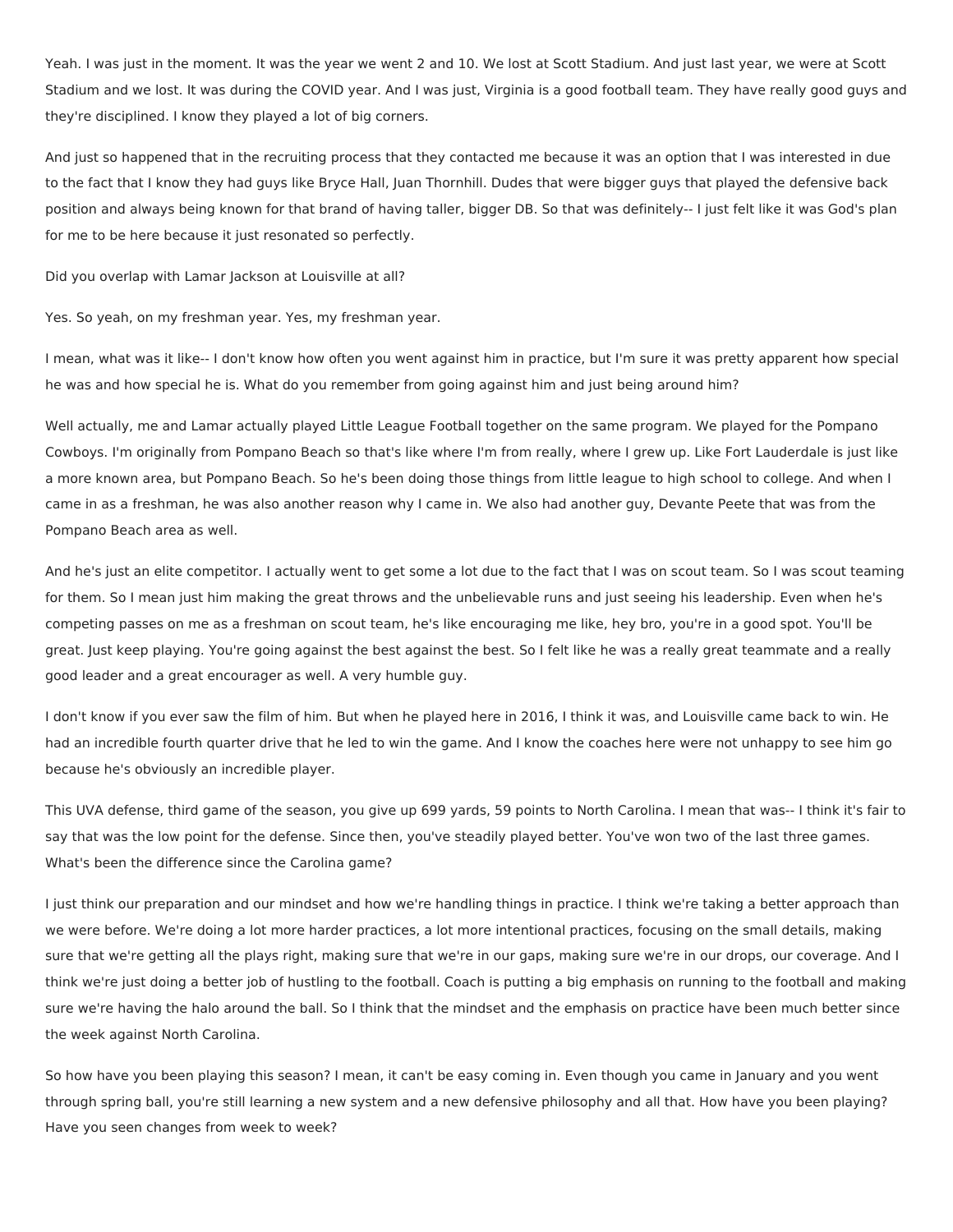Yeah. I was just in the moment. It was the year we went 2 and 10. We lost at Scott Stadium. And just last year, we were at Scott Stadium and we lost. It was during the COVID year. And I was just, Virginia is a good football team. They have really good guys and they're disciplined. I know they played a lot of big corners.

And just so happened that in the recruiting process that they contacted me because it was an option that I was interested in due to the fact that I know they had guys like Bryce Hall, Juan Thornhill. Dudes that were bigger guys that played the defensive back position and always being known for that brand of having taller, bigger DB. So that was definitely-- I just felt like it was God's plan for me to be here because it just resonated so perfectly.

Did you overlap with Lamar Jackson at Louisville at all?

Yes. So yeah, on my freshman year. Yes, my freshman year.

I mean, what was it like-- I don't know how often you went against him in practice, but I'm sure it was pretty apparent how special he was and how special he is. What do you remember from going against him and just being around him?

Well actually, me and Lamar actually played Little League Football together on the same program. We played for the Pompano Cowboys. I'm originally from Pompano Beach so that's like where I'm from really, where I grew up. Like Fort Lauderdale is just like a more known area, but Pompano Beach. So he's been doing those things from little league to high school to college. And when I came in as a freshman, he was also another reason why I came in. We also had another guy, Devante Peete that was from the Pompano Beach area as well.

And he's just an elite competitor. I actually went to get some a lot due to the fact that I was on scout team. So I was scout teaming for them. So I mean just him making the great throws and the unbelievable runs and just seeing his leadership. Even when he's competing passes on me as a freshman on scout team, he's like encouraging me like, hey bro, you're in a good spot. You'll be great. Just keep playing. You're going against the best against the best. So I felt like he was a really great teammate and a really good leader and a great encourager as well. A very humble guy.

I don't know if you ever saw the film of him. But when he played here in 2016, I think it was, and Louisville came back to win. He had an incredible fourth quarter drive that he led to win the game. And I know the coaches here were not unhappy to see him go because he's obviously an incredible player.

This UVA defense, third game of the season, you give up 699 yards, 59 points to North Carolina. I mean that was-- I think it's fair to say that was the low point for the defense. Since then, you've steadily played better. You've won two of the last three games. What's been the difference since the Carolina game?

I just think our preparation and our mindset and how we're handling things in practice. I think we're taking a better approach than we were before. We're doing a lot more harder practices, a lot more intentional practices, focusing on the small details, making sure that we're getting all the plays right, making sure that we're in our gaps, making sure we're in our drops, our coverage. And I think we're just doing a better job of hustling to the football. Coach is putting a big emphasis on running to the football and making sure we're having the halo around the ball. So I think that the mindset and the emphasis on practice have been much better since the week against North Carolina.

So how have you been playing this season? I mean, it can't be easy coming in. Even though you came in January and you went through spring ball, you're still learning a new system and a new defensive philosophy and all that. How have you been playing? Have you seen changes from week to week?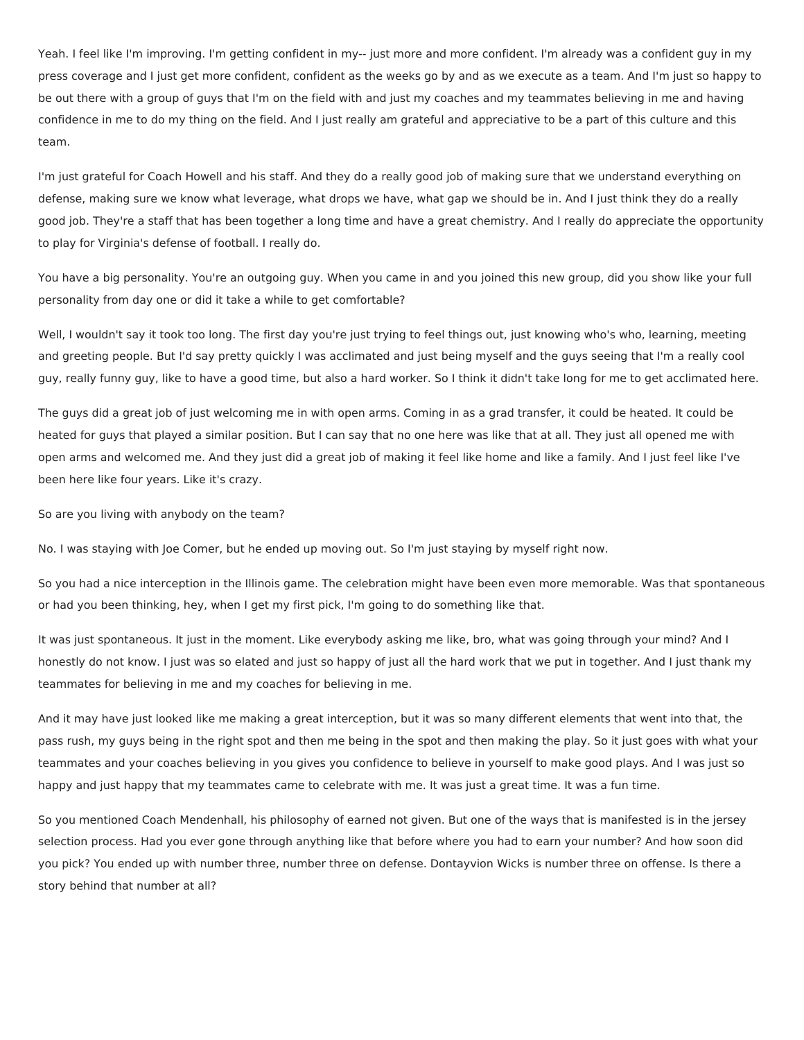Yeah. I feel like I'm improving. I'm getting confident in my-- just more and more confident. I'm already was a confident guy in my press coverage and I just get more confident, confident as the weeks go by and as we execute as a team. And I'm just so happy to be out there with a group of guys that I'm on the field with and just my coaches and my teammates believing in me and having confidence in me to do my thing on the field. And I just really am grateful and appreciative to be a part of this culture and this team.

I'm just grateful for Coach Howell and his staff. And they do a really good job of making sure that we understand everything on defense, making sure we know what leverage, what drops we have, what gap we should be in. And I just think they do a really good job. They're a staff that has been together a long time and have a great chemistry. And I really do appreciate the opportunity to play for Virginia's defense of football. I really do.

You have a big personality. You're an outgoing guy. When you came in and you joined this new group, did you show like your full personality from day one or did it take a while to get comfortable?

Well, I wouldn't say it took too long. The first day you're just trying to feel things out, just knowing who's who, learning, meeting and greeting people. But I'd say pretty quickly I was acclimated and just being myself and the guys seeing that I'm a really cool guy, really funny guy, like to have a good time, but also a hard worker. So I think it didn't take long for me to get acclimated here.

The guys did a great job of just welcoming me in with open arms. Coming in as a grad transfer, it could be heated. It could be heated for guys that played a similar position. But I can say that no one here was like that at all. They just all opened me with open arms and welcomed me. And they just did a great job of making it feel like home and like a family. And I just feel like I've been here like four years. Like it's crazy.

So are you living with anybody on the team?

No. I was staying with Joe Comer, but he ended up moving out. So I'm just staying by myself right now.

So you had a nice interception in the Illinois game. The celebration might have been even more memorable. Was that spontaneous or had you been thinking, hey, when I get my first pick, I'm going to do something like that.

It was just spontaneous. It just in the moment. Like everybody asking me like, bro, what was going through your mind? And I honestly do not know. I just was so elated and just so happy of just all the hard work that we put in together. And I just thank my teammates for believing in me and my coaches for believing in me.

And it may have just looked like me making a great interception, but it was so many different elements that went into that, the pass rush, my guys being in the right spot and then me being in the spot and then making the play. So it just goes with what your teammates and your coaches believing in you gives you confidence to believe in yourself to make good plays. And I was just so happy and just happy that my teammates came to celebrate with me. It was just a great time. It was a fun time.

So you mentioned Coach Mendenhall, his philosophy of earned not given. But one of the ways that is manifested is in the jersey selection process. Had you ever gone through anything like that before where you had to earn your number? And how soon did you pick? You ended up with number three, number three on defense. Dontayvion Wicks is number three on offense. Is there a story behind that number at all?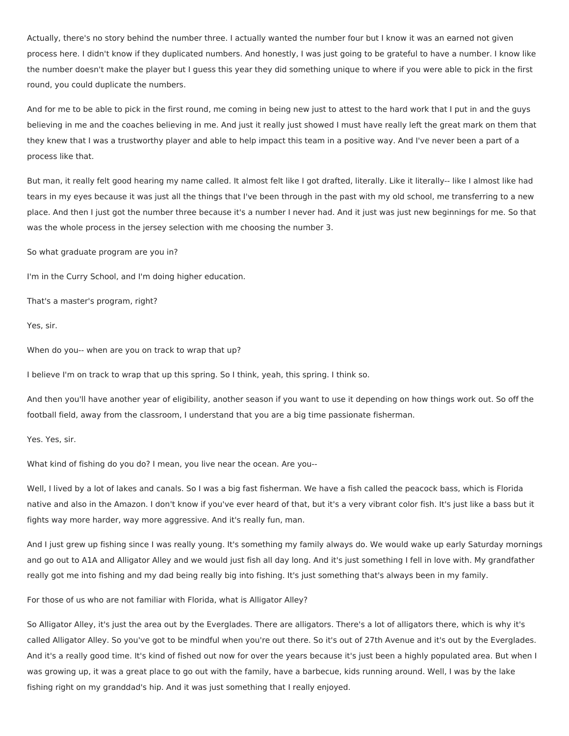Actually, there's no story behind the number three. I actually wanted the number four but I know it was an earned not given process here. I didn't know if they duplicated numbers. And honestly, I was just going to be grateful to have a number. I know like the number doesn't make the player but I guess this year they did something unique to where if you were able to pick in the first round, you could duplicate the numbers.

And for me to be able to pick in the first round, me coming in being new just to attest to the hard work that I put in and the guys believing in me and the coaches believing in me. And just it really just showed I must have really left the great mark on them that they knew that I was a trustworthy player and able to help impact this team in a positive way. And I've never been a part of a process like that.

But man, it really felt good hearing my name called. It almost felt like I got drafted, literally. Like it literally-- like I almost like had tears in my eyes because it was just all the things that I've been through in the past with my old school, me transferring to a new place. And then I just got the number three because it's a number I never had. And it just was just new beginnings for me. So that was the whole process in the jersey selection with me choosing the number 3.

So what graduate program are you in?

I'm in the Curry School, and I'm doing higher education.

That's a master's program, right?

Yes, sir.

When do you-- when are you on track to wrap that up?

I believe I'm on track to wrap that up this spring. So I think, yeah, this spring. I think so.

And then you'll have another year of eligibility, another season if you want to use it depending on how things work out. So off the football field, away from the classroom, I understand that you are a big time passionate fisherman.

Yes. Yes, sir.

What kind of fishing do you do? I mean, you live near the ocean. Are you--

Well, I lived by a lot of lakes and canals. So I was a big fast fisherman. We have a fish called the peacock bass, which is Florida native and also in the Amazon. I don't know if you've ever heard of that, but it's a very vibrant color fish. It's just like a bass but it fights way more harder, way more aggressive. And it's really fun, man.

And I just grew up fishing since I was really young. It's something my family always do. We would wake up early Saturday mornings and go out to A1A and Alligator Alley and we would just fish all day long. And it's just something I fell in love with. My grandfather really got me into fishing and my dad being really big into fishing. It's just something that's always been in my family.

For those of us who are not familiar with Florida, what is Alligator Alley?

So Alligator Alley, it's just the area out by the Everglades. There are alligators. There's a lot of alligators there, which is why it's called Alligator Alley. So you've got to be mindful when you're out there. So it's out of 27th Avenue and it's out by the Everglades. And it's a really good time. It's kind of fished out now for over the years because it's just been a highly populated area. But when I was growing up, it was a great place to go out with the family, have a barbecue, kids running around. Well, I was by the lake fishing right on my granddad's hip. And it was just something that I really enjoyed.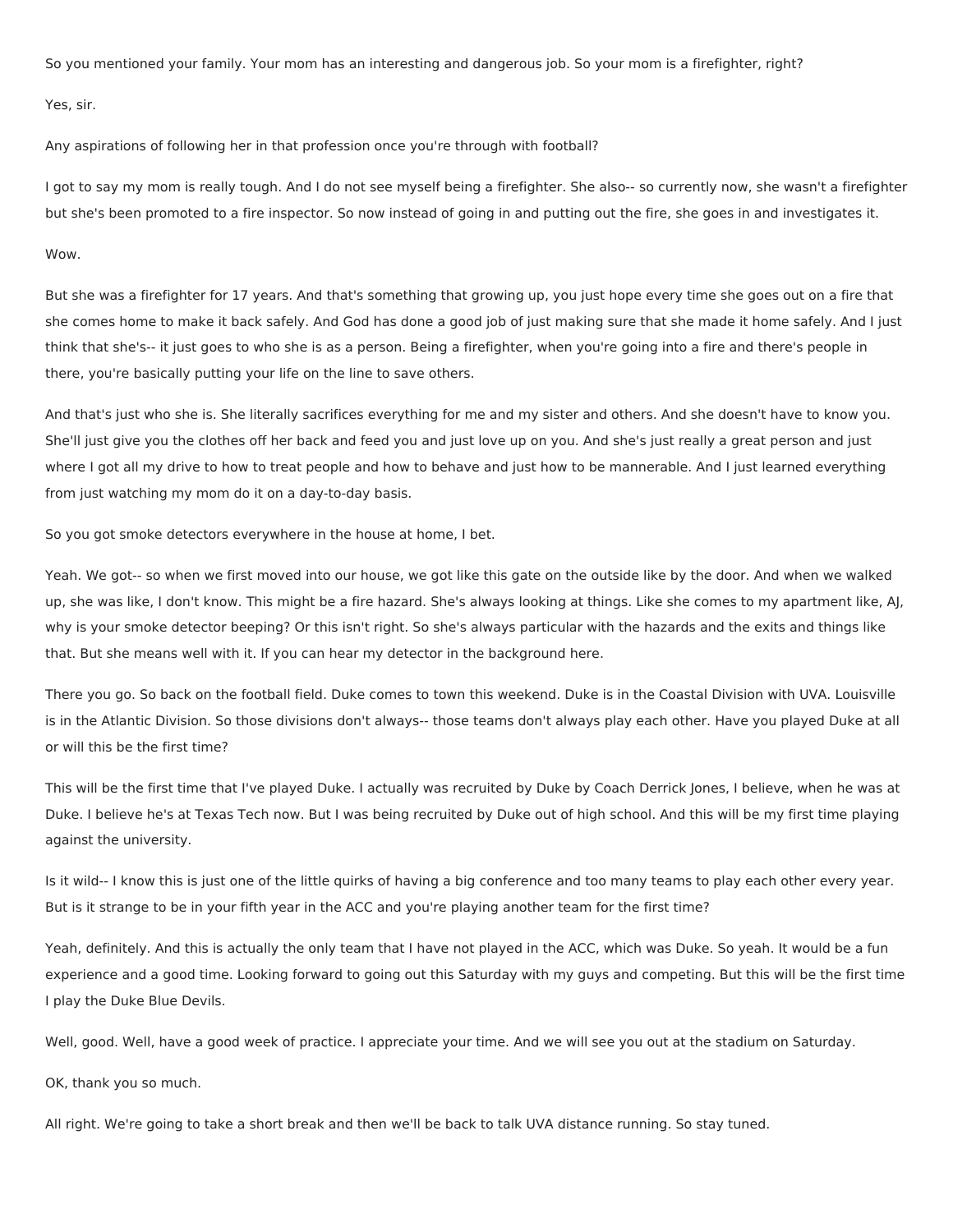So you mentioned your family. Your mom has an interesting and dangerous job. So your mom is a firefighter, right?

Yes, sir.

Any aspirations of following her in that profession once you're through with football?

I got to say my mom is really tough. And I do not see myself being a firefighter. She also-- so currently now, she wasn't a firefighter but she's been promoted to a fire inspector. So now instead of going in and putting out the fire, she goes in and investigates it.

Wow.

But she was a firefighter for 17 years. And that's something that growing up, you just hope every time she goes out on a fire that she comes home to make it back safely. And God has done a good job of just making sure that she made it home safely. And I just think that she's-- it just goes to who she is as a person. Being a firefighter, when you're going into a fire and there's people in there, you're basically putting your life on the line to save others.

And that's just who she is. She literally sacrifices everything for me and my sister and others. And she doesn't have to know you. She'll just give you the clothes off her back and feed you and just love up on you. And she's just really a great person and just where I got all my drive to how to treat people and how to behave and just how to be mannerable. And I just learned everything from just watching my mom do it on a day-to-day basis.

So you got smoke detectors everywhere in the house at home, I bet.

Yeah. We got-- so when we first moved into our house, we got like this gate on the outside like by the door. And when we walked up, she was like, I don't know. This might be a fire hazard. She's always looking at things. Like she comes to my apartment like, AJ, why is your smoke detector beeping? Or this isn't right. So she's always particular with the hazards and the exits and things like that. But she means well with it. If you can hear my detector in the background here.

There you go. So back on the football field. Duke comes to town this weekend. Duke is in the Coastal Division with UVA. Louisville is in the Atlantic Division. So those divisions don't always-- those teams don't always play each other. Have you played Duke at all or will this be the first time?

This will be the first time that I've played Duke. I actually was recruited by Duke by Coach Derrick Jones, I believe, when he was at Duke. I believe he's at Texas Tech now. But I was being recruited by Duke out of high school. And this will be my first time playing against the university.

Is it wild-- I know this is just one of the little quirks of having a big conference and too many teams to play each other every year. But is it strange to be in your fifth year in the ACC and you're playing another team for the first time?

Yeah, definitely. And this is actually the only team that I have not played in the ACC, which was Duke. So yeah. It would be a fun experience and a good time. Looking forward to going out this Saturday with my guys and competing. But this will be the first time I play the Duke Blue Devils.

Well, good. Well, have a good week of practice. I appreciate your time. And we will see you out at the stadium on Saturday.

OK, thank you so much.

All right. We're going to take a short break and then we'll be back to talk UVA distance running. So stay tuned.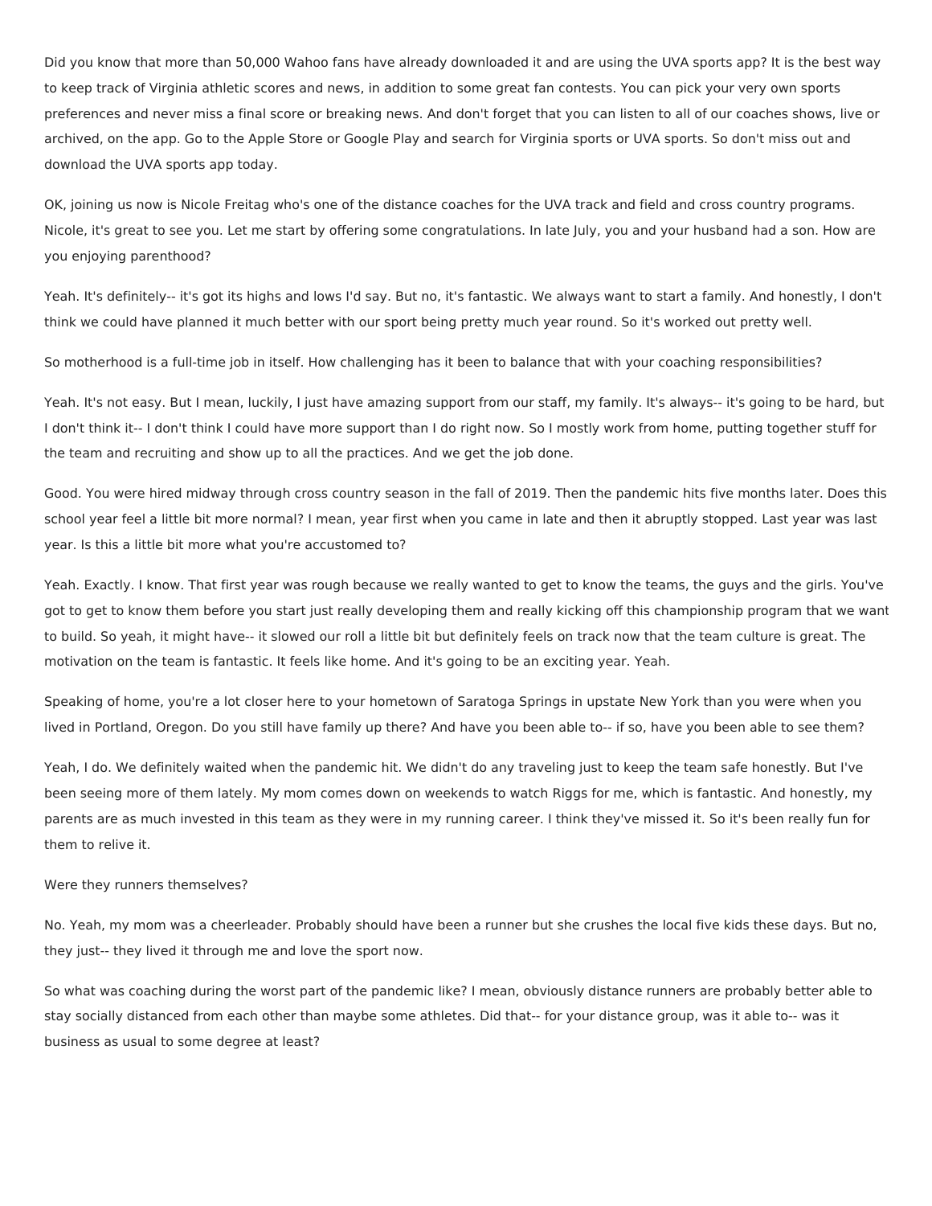Did you know that more than 50,000 Wahoo fans have already downloaded it and are using the UVA sports app? It is the best way to keep track of Virginia athletic scores and news, in addition to some great fan contests. You can pick your very own sports preferences and never miss a final score or breaking news. And don't forget that you can listen to all of our coaches shows, live or archived, on the app. Go to the Apple Store or Google Play and search for Virginia sports or UVA sports. So don't miss out and download the UVA sports app today.

OK, joining us now is Nicole Freitag who's one of the distance coaches for the UVA track and field and cross country programs. Nicole, it's great to see you. Let me start by offering some congratulations. In late July, you and your husband had a son. How are you enjoying parenthood?

Yeah. It's definitely-- it's got its highs and lows I'd say. But no, it's fantastic. We always want to start a family. And honestly, I don't think we could have planned it much better with our sport being pretty much year round. So it's worked out pretty well.

So motherhood is a full-time job in itself. How challenging has it been to balance that with your coaching responsibilities?

Yeah. It's not easy. But I mean, luckily, I just have amazing support from our staff, my family. It's always-- it's going to be hard, but I don't think it-- I don't think I could have more support than I do right now. So I mostly work from home, putting together stuff for the team and recruiting and show up to all the practices. And we get the job done.

Good. You were hired midway through cross country season in the fall of 2019. Then the pandemic hits five months later. Does this school year feel a little bit more normal? I mean, year first when you came in late and then it abruptly stopped. Last year was last year. Is this a little bit more what you're accustomed to?

Yeah. Exactly. I know. That first year was rough because we really wanted to get to know the teams, the guys and the girls. You've got to get to know them before you start just really developing them and really kicking off this championship program that we want to build. So yeah, it might have-- it slowed our roll a little bit but definitely feels on track now that the team culture is great. The motivation on the team is fantastic. It feels like home. And it's going to be an exciting year. Yeah.

Speaking of home, you're a lot closer here to your hometown of Saratoga Springs in upstate New York than you were when you lived in Portland, Oregon. Do you still have family up there? And have you been able to-- if so, have you been able to see them?

Yeah, I do. We definitely waited when the pandemic hit. We didn't do any traveling just to keep the team safe honestly. But I've been seeing more of them lately. My mom comes down on weekends to watch Riggs for me, which is fantastic. And honestly, my parents are as much invested in this team as they were in my running career. I think they've missed it. So it's been really fun for them to relive it.

Were they runners themselves?

No. Yeah, my mom was a cheerleader. Probably should have been a runner but she crushes the local five kids these days. But no, they just-- they lived it through me and love the sport now.

So what was coaching during the worst part of the pandemic like? I mean, obviously distance runners are probably better able to stay socially distanced from each other than maybe some athletes. Did that-- for your distance group, was it able to-- was it business as usual to some degree at least?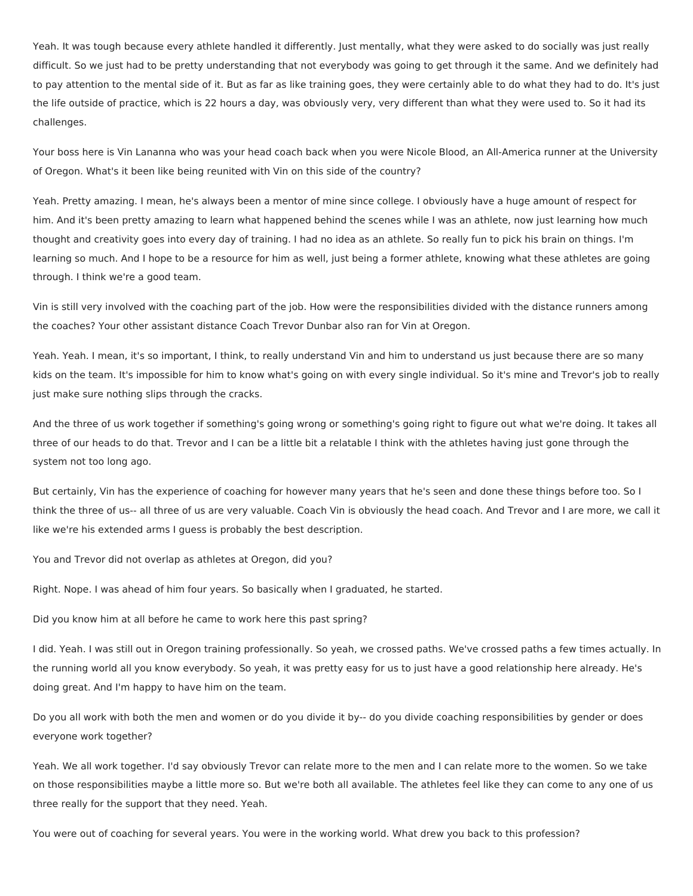Yeah. It was tough because every athlete handled it differently. Just mentally, what they were asked to do socially was just really difficult. So we just had to be pretty understanding that not everybody was going to get through it the same. And we definitely had to pay attention to the mental side of it. But as far as like training goes, they were certainly able to do what they had to do. It's just the life outside of practice, which is 22 hours a day, was obviously very, very different than what they were used to. So it had its challenges.

Your boss here is Vin Lananna who was your head coach back when you were Nicole Blood, an All-America runner at the University of Oregon. What's it been like being reunited with Vin on this side of the country?

Yeah. Pretty amazing. I mean, he's always been a mentor of mine since college. I obviously have a huge amount of respect for him. And it's been pretty amazing to learn what happened behind the scenes while I was an athlete, now just learning how much thought and creativity goes into every day of training. I had no idea as an athlete. So really fun to pick his brain on things. I'm learning so much. And I hope to be a resource for him as well, just being a former athlete, knowing what these athletes are going through. I think we're a good team.

Vin is still very involved with the coaching part of the job. How were the responsibilities divided with the distance runners among the coaches? Your other assistant distance Coach Trevor Dunbar also ran for Vin at Oregon.

Yeah. Yeah. I mean, it's so important, I think, to really understand Vin and him to understand us just because there are so many kids on the team. It's impossible for him to know what's going on with every single individual. So it's mine and Trevor's job to really just make sure nothing slips through the cracks.

And the three of us work together if something's going wrong or something's going right to figure out what we're doing. It takes all three of our heads to do that. Trevor and I can be a little bit a relatable I think with the athletes having just gone through the system not too long ago.

But certainly, Vin has the experience of coaching for however many years that he's seen and done these things before too. So I think the three of us-- all three of us are very valuable. Coach Vin is obviously the head coach. And Trevor and I are more, we call it like we're his extended arms I guess is probably the best description.

You and Trevor did not overlap as athletes at Oregon, did you?

Right. Nope. I was ahead of him four years. So basically when I graduated, he started.

Did you know him at all before he came to work here this past spring?

I did. Yeah. I was still out in Oregon training professionally. So yeah, we crossed paths. We've crossed paths a few times actually. In the running world all you know everybody. So yeah, it was pretty easy for us to just have a good relationship here already. He's doing great. And I'm happy to have him on the team.

Do you all work with both the men and women or do you divide it by-- do you divide coaching responsibilities by gender or does everyone work together?

Yeah. We all work together. I'd say obviously Trevor can relate more to the men and I can relate more to the women. So we take on those responsibilities maybe a little more so. But we're both all available. The athletes feel like they can come to any one of us three really for the support that they need. Yeah.

You were out of coaching for several years. You were in the working world. What drew you back to this profession?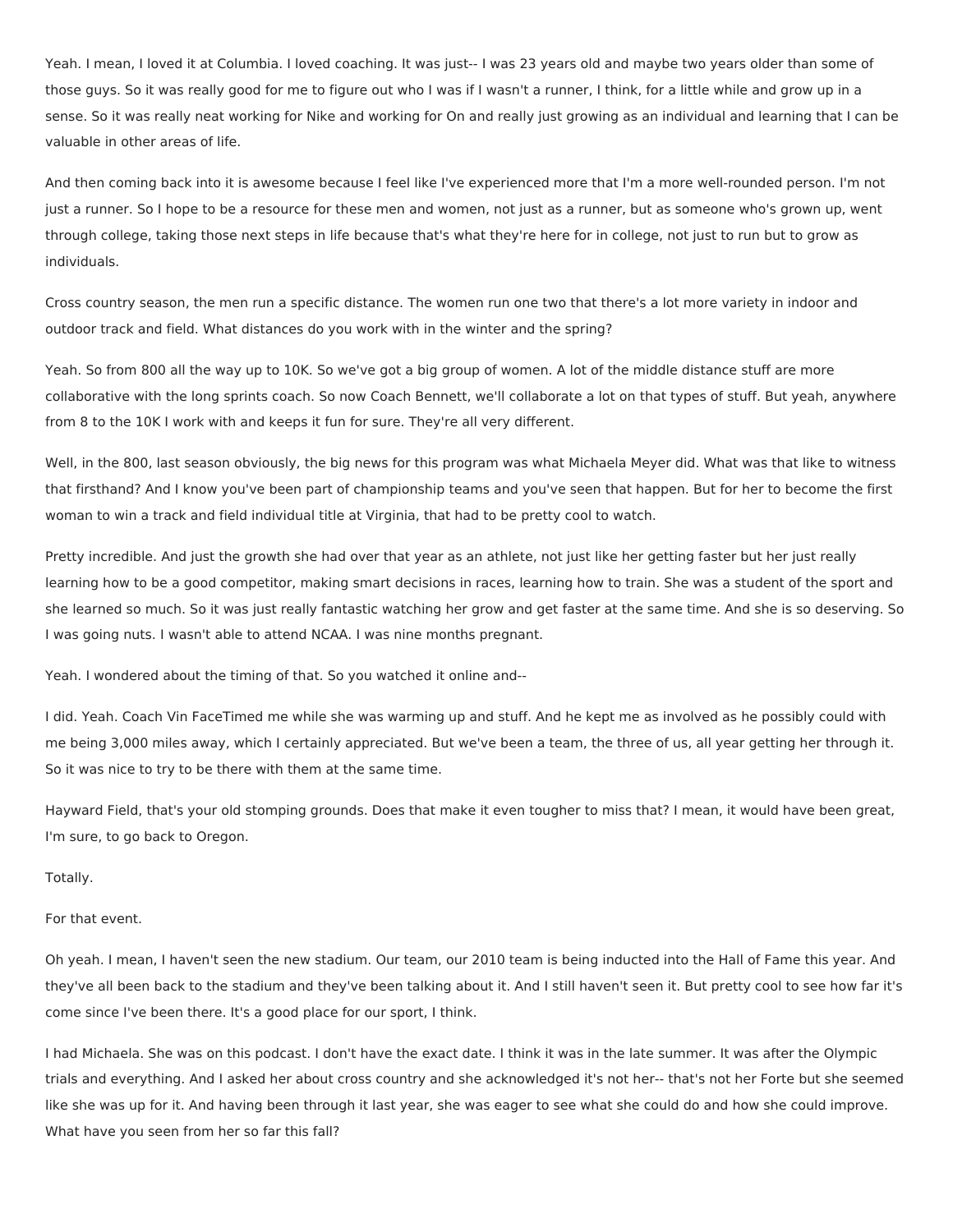Yeah. I mean, I loved it at Columbia. I loved coaching. It was just-- I was 23 years old and maybe two years older than some of those guys. So it was really good for me to figure out who I was if I wasn't a runner, I think, for a little while and grow up in a sense. So it was really neat working for Nike and working for On and really just growing as an individual and learning that I can be valuable in other areas of life.

And then coming back into it is awesome because I feel like I've experienced more that I'm a more well-rounded person. I'm not just a runner. So I hope to be a resource for these men and women, not just as a runner, but as someone who's grown up, went through college, taking those next steps in life because that's what they're here for in college, not just to run but to grow as individuals.

Cross country season, the men run a specific distance. The women run one two that there's a lot more variety in indoor and outdoor track and field. What distances do you work with in the winter and the spring?

Yeah. So from 800 all the way up to 10K. So we've got a big group of women. A lot of the middle distance stuff are more collaborative with the long sprints coach. So now Coach Bennett, we'll collaborate a lot on that types of stuff. But yeah, anywhere from 8 to the 10K I work with and keeps it fun for sure. They're all very different.

Well, in the 800, last season obviously, the big news for this program was what Michaela Meyer did. What was that like to witness that firsthand? And I know you've been part of championship teams and you've seen that happen. But for her to become the first woman to win a track and field individual title at Virginia, that had to be pretty cool to watch.

Pretty incredible. And just the growth she had over that year as an athlete, not just like her getting faster but her just really learning how to be a good competitor, making smart decisions in races, learning how to train. She was a student of the sport and she learned so much. So it was just really fantastic watching her grow and get faster at the same time. And she is so deserving. So I was going nuts. I wasn't able to attend NCAA. I was nine months pregnant.

Yeah. I wondered about the timing of that. So you watched it online and--

I did. Yeah. Coach Vin FaceTimed me while she was warming up and stuff. And he kept me as involved as he possibly could with me being 3,000 miles away, which I certainly appreciated. But we've been a team, the three of us, all year getting her through it. So it was nice to try to be there with them at the same time.

Hayward Field, that's your old stomping grounds. Does that make it even tougher to miss that? I mean, it would have been great, I'm sure, to go back to Oregon.

Totally.

For that event.

Oh yeah. I mean, I haven't seen the new stadium. Our team, our 2010 team is being inducted into the Hall of Fame this year. And they've all been back to the stadium and they've been talking about it. And I still haven't seen it. But pretty cool to see how far it's come since I've been there. It's a good place for our sport, I think.

I had Michaela. She was on this podcast. I don't have the exact date. I think it was in the late summer. It was after the Olympic trials and everything. And I asked her about cross country and she acknowledged it's not her-- that's not her Forte but she seemed like she was up for it. And having been through it last year, she was eager to see what she could do and how she could improve. What have you seen from her so far this fall?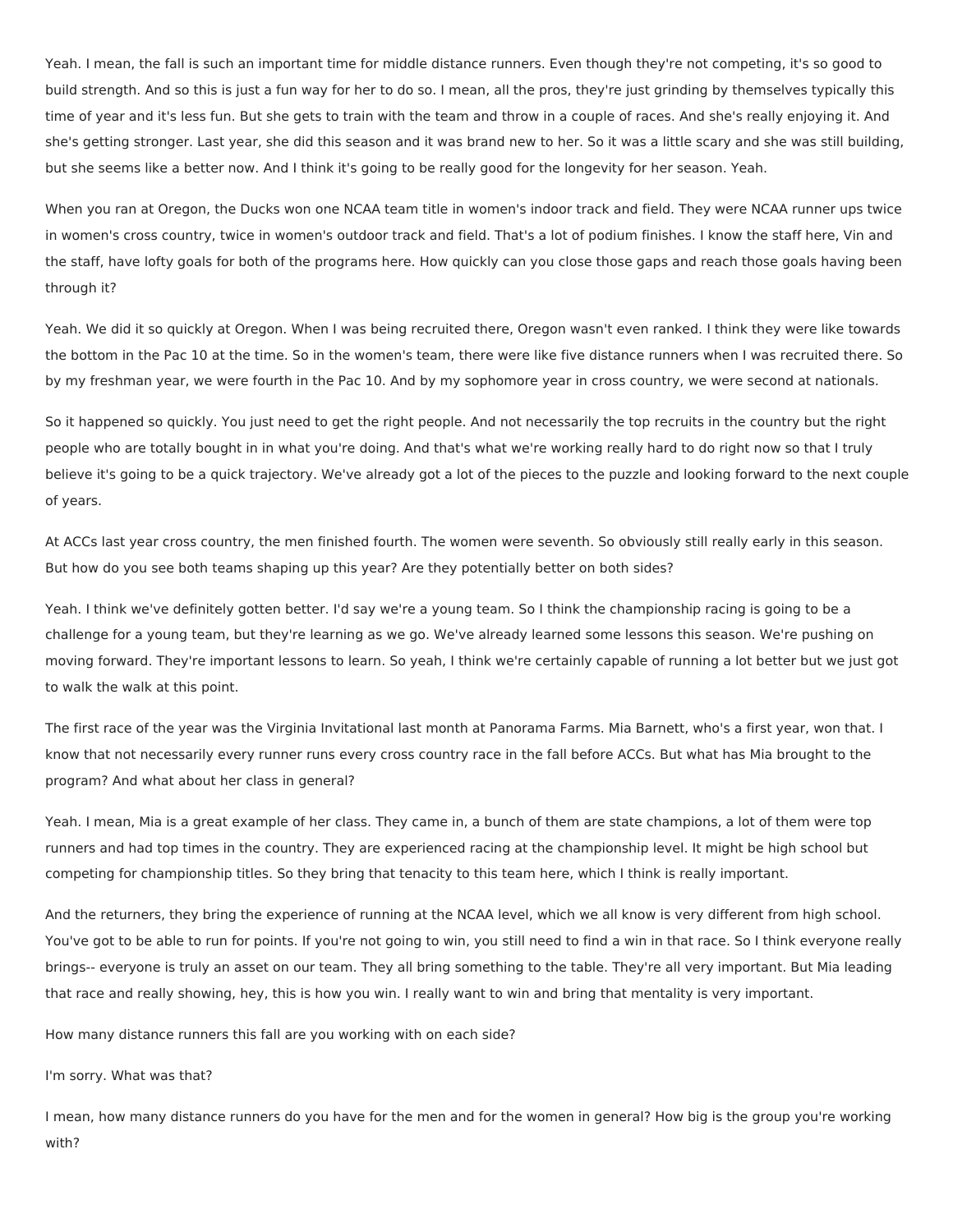Yeah. I mean, the fall is such an important time for middle distance runners. Even though they're not competing, it's so good to build strength. And so this is just a fun way for her to do so. I mean, all the pros, they're just grinding by themselves typically this time of year and it's less fun. But she gets to train with the team and throw in a couple of races. And she's really enjoying it. And she's getting stronger. Last year, she did this season and it was brand new to her. So it was a little scary and she was still building, but she seems like a better now. And I think it's going to be really good for the longevity for her season. Yeah.

When you ran at Oregon, the Ducks won one NCAA team title in women's indoor track and field. They were NCAA runner ups twice in women's cross country, twice in women's outdoor track and field. That's a lot of podium finishes. I know the staff here, Vin and the staff, have lofty goals for both of the programs here. How quickly can you close those gaps and reach those goals having been through it?

Yeah. We did it so quickly at Oregon. When I was being recruited there, Oregon wasn't even ranked. I think they were like towards the bottom in the Pac 10 at the time. So in the women's team, there were like five distance runners when I was recruited there. So by my freshman year, we were fourth in the Pac 10. And by my sophomore year in cross country, we were second at nationals.

So it happened so quickly. You just need to get the right people. And not necessarily the top recruits in the country but the right people who are totally bought in in what you're doing. And that's what we're working really hard to do right now so that I truly believe it's going to be a quick trajectory. We've already got a lot of the pieces to the puzzle and looking forward to the next couple of years.

At ACCs last year cross country, the men finished fourth. The women were seventh. So obviously still really early in this season. But how do you see both teams shaping up this year? Are they potentially better on both sides?

Yeah. I think we've definitely gotten better. I'd say we're a young team. So I think the championship racing is going to be a challenge for a young team, but they're learning as we go. We've already learned some lessons this season. We're pushing on moving forward. They're important lessons to learn. So yeah, I think we're certainly capable of running a lot better but we just got to walk the walk at this point.

The first race of the year was the Virginia Invitational last month at Panorama Farms. Mia Barnett, who's a first year, won that. I know that not necessarily every runner runs every cross country race in the fall before ACCs. But what has Mia brought to the program? And what about her class in general?

Yeah. I mean, Mia is a great example of her class. They came in, a bunch of them are state champions, a lot of them were top runners and had top times in the country. They are experienced racing at the championship level. It might be high school but competing for championship titles. So they bring that tenacity to this team here, which I think is really important.

And the returners, they bring the experience of running at the NCAA level, which we all know is very different from high school. You've got to be able to run for points. If you're not going to win, you still need to find a win in that race. So I think everyone really brings-- everyone is truly an asset on our team. They all bring something to the table. They're all very important. But Mia leading that race and really showing, hey, this is how you win. I really want to win and bring that mentality is very important.

How many distance runners this fall are you working with on each side?

I'm sorry. What was that?

I mean, how many distance runners do you have for the men and for the women in general? How big is the group you're working with?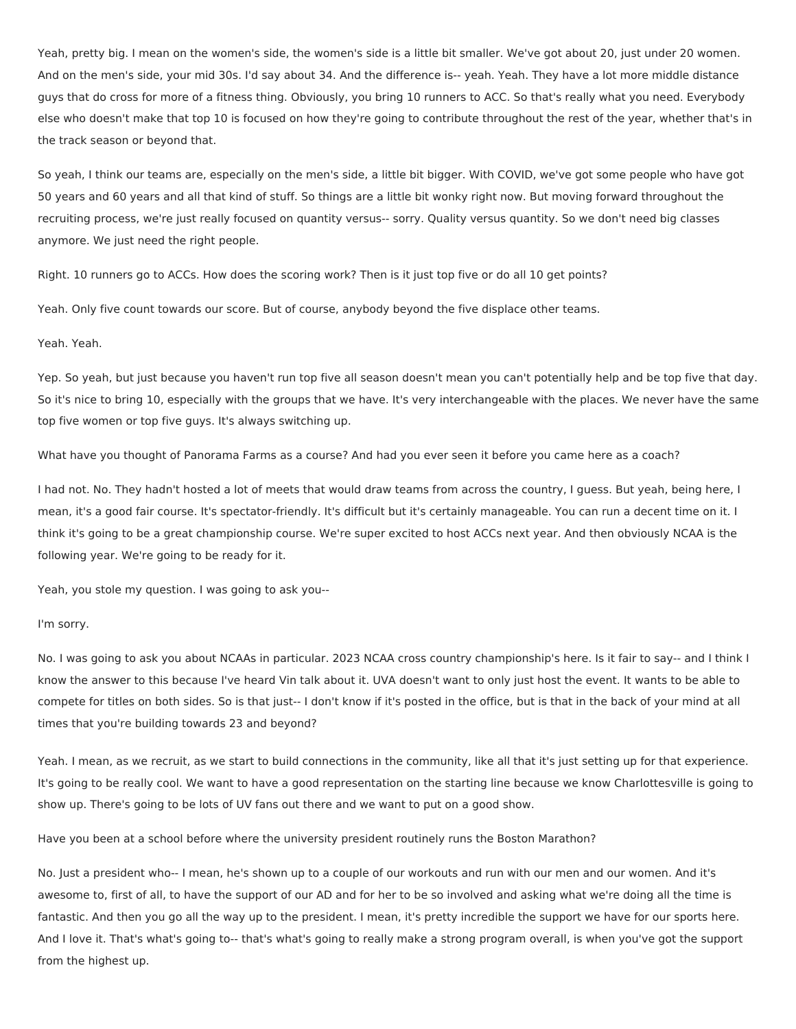Yeah, pretty big. I mean on the women's side, the women's side is a little bit smaller. We've got about 20, just under 20 women. And on the men's side, your mid 30s. I'd say about 34. And the difference is-- yeah. Yeah. They have a lot more middle distance guys that do cross for more of a fitness thing. Obviously, you bring 10 runners to ACC. So that's really what you need. Everybody else who doesn't make that top 10 is focused on how they're going to contribute throughout the rest of the year, whether that's in the track season or beyond that.

So yeah, I think our teams are, especially on the men's side, a little bit bigger. With COVID, we've got some people who have got 50 years and 60 years and all that kind of stuff. So things are a little bit wonky right now. But moving forward throughout the recruiting process, we're just really focused on quantity versus-- sorry. Quality versus quantity. So we don't need big classes anymore. We just need the right people.

Right. 10 runners go to ACCs. How does the scoring work? Then is it just top five or do all 10 get points?

Yeah. Only five count towards our score. But of course, anybody beyond the five displace other teams.

Yeah. Yeah.

Yep. So yeah, but just because you haven't run top five all season doesn't mean you can't potentially help and be top five that day. So it's nice to bring 10, especially with the groups that we have. It's very interchangeable with the places. We never have the same top five women or top five guys. It's always switching up.

What have you thought of Panorama Farms as a course? And had you ever seen it before you came here as a coach?

I had not. No. They hadn't hosted a lot of meets that would draw teams from across the country, I guess. But yeah, being here, I mean, it's a good fair course. It's spectator-friendly. It's difficult but it's certainly manageable. You can run a decent time on it. I think it's going to be a great championship course. We're super excited to host ACCs next year. And then obviously NCAA is the following year. We're going to be ready for it.

Yeah, you stole my question. I was going to ask you--

I'm sorry.

No. I was going to ask you about NCAAs in particular. 2023 NCAA cross country championship's here. Is it fair to say-- and I think I know the answer to this because I've heard Vin talk about it. UVA doesn't want to only just host the event. It wants to be able to compete for titles on both sides. So is that just-- I don't know if it's posted in the office, but is that in the back of your mind at all times that you're building towards 23 and beyond?

Yeah. I mean, as we recruit, as we start to build connections in the community, like all that it's just setting up for that experience. It's going to be really cool. We want to have a good representation on the starting line because we know Charlottesville is going to show up. There's going to be lots of UV fans out there and we want to put on a good show.

Have you been at a school before where the university president routinely runs the Boston Marathon?

No. Just a president who-- I mean, he's shown up to a couple of our workouts and run with our men and our women. And it's awesome to, first of all, to have the support of our AD and for her to be so involved and asking what we're doing all the time is fantastic. And then you go all the way up to the president. I mean, it's pretty incredible the support we have for our sports here. And I love it. That's what's going to-- that's what's going to really make a strong program overall, is when you've got the support from the highest up.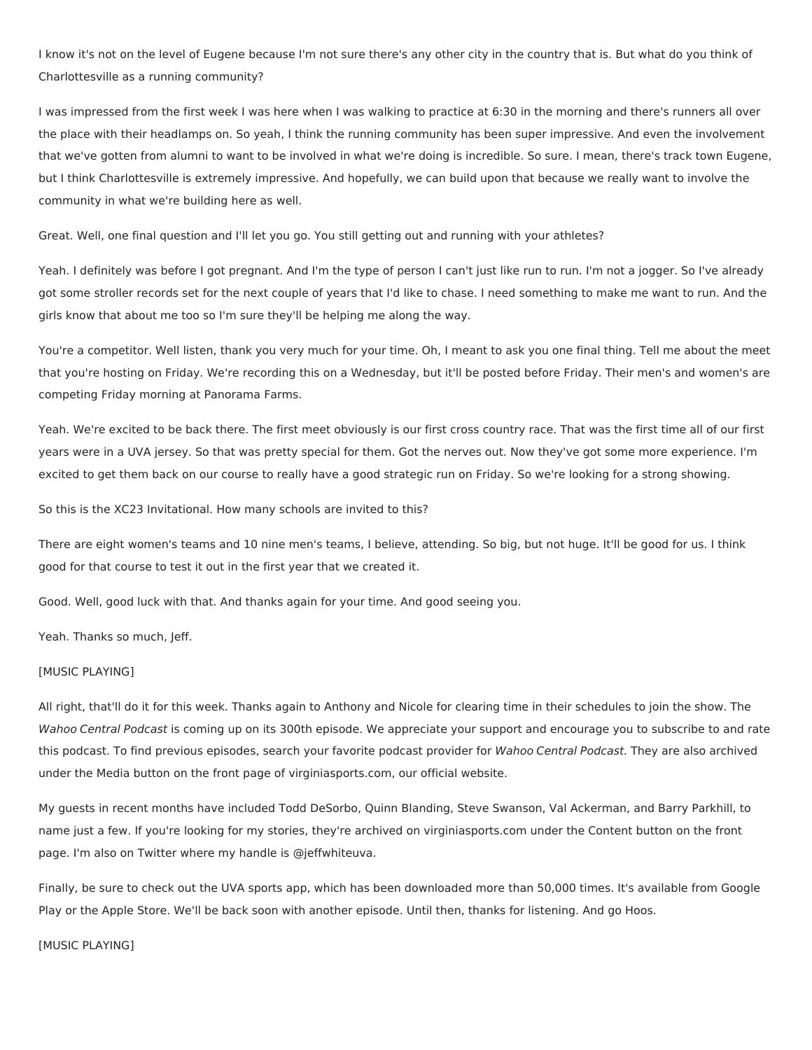I know it's not on the level of Eugene because I'm not sure there's any other city in the country that is. But what do you think of Charlottesville as a running community?

I was impressed from the first week I was here when I was walking to practice at 6:30 in the morning and there's runners all over the place with their headlamps on. So yeah, I think the running community has been super impressive. And even the involvement that we've gotten from alumni to want to be involved in what we're doing is incredible. So sure. I mean, there's track town Eugene, but I think Charlottesville is extremely impressive. And hopefully, we can build upon that because we really want to involve the community in what we're building here as well.

Great. Well, one final question and I'll let you go. You still getting out and running with your athletes?

Yeah. I definitely was before I got pregnant. And I'm the type of person I can't just like run to run. I'm not a jogger. So I've already got some stroller records set for the next couple of years that I'd like to chase. I need something to make me want to run. And the girls know that about me too so I'm sure they'll be helping me along the way.

You're a competitor. Well listen, thank you very much for your time. Oh, I meant to ask you one final thing. Tell me about the meet that you're hosting on Friday. We're recording this on a Wednesday, but it'll be posted before Friday. Their men's and women's are competing Friday morning at Panorama Farms.

Yeah. We're excited to be back there. The first meet obviously is our first cross country race. That was the first time all of our first years were in a UVA jersey. So that was pretty special for them. Got the nerves out. Now they've got some more experience. I'm excited to get them back on our course to really have a good strategic run on Friday. So we're looking for a strong showing.

So this is the XC23 Invitational. How many schools are invited to this?

There are eight women's teams and 10 nine men's teams, I believe, attending. So big, but not huge. It'll be good for us. I think good for that course to test it out in the first year that we created it.

Good. Well, good luck with that. And thanks again for your time. And good seeing you.

Yeah. Thanks so much, Jeff.

[MUSIC PLAYING]

All right, that'll do it for this week. Thanks again to Anthony and Nicole for clearing time in their schedules to join the show. The *Wahoo Central Podcast* is coming up on its 300th episode. We appreciate your support and encourage you to subscribe to and rate this podcast. To find previous episodes, search your favorite podcast provider for *Wahoo Central Podcast*. They are also archived under the Media button on the front page of virginiasports.com, our official website.

My guests in recent months have included Todd DeSorbo, Quinn Blanding, Steve Swanson, Val Ackerman, and Barry Parkhill, to name just a few. If you're looking for my stories, they're archived on virginiasports.com under the Content button on the front page. I'm also on Twitter where my handle is @jeffwhiteuva.

Finally, be sure to check out the UVA sports app, which has been downloaded more than 50,000 times. It's available from Google Play or the Apple Store. We'll be back soon with another episode. Until then, thanks for listening. And go Hoos.

[MUSIC PLAYING]